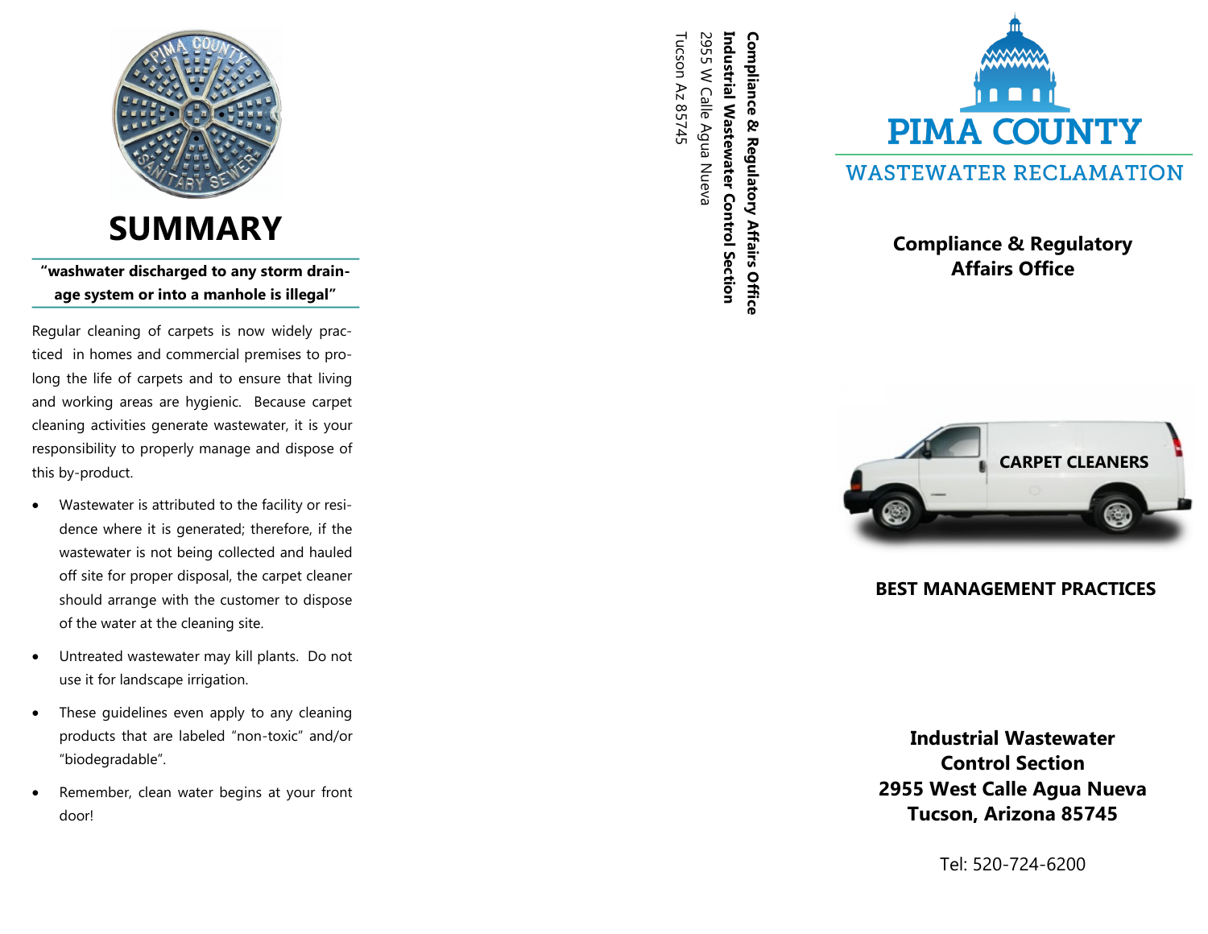# SUMMARY

**"washwater discharged to any storm drainage system or into a manhole is illegal"**

Regular cleaning of carpets is now widely practiced in homes and commercial premises to prolong the life of carpets and to ensure that living and working areas are hygienic. Because carpet cleaning activities generate wastewater, it is your responsibility to properly manage and dispose of this by-product.

- Wastewater is attributed to the facility or residence where it is generated; therefore, if the wastewater is not being collected and hauled off site for proper disposal, the carpet cleaner should arrange with the customer to dispose of the water at the cleaning site.
- Untreated wastewater may kill plants. Do not use it for landscape irrigation.
- These guidelines even apply to any cleaning products that are labeled "non-toxic" and/or "biodegradable".
- Remember, clean water begins at your front door!

**Compliance & Regulatory Affairs Office**
**Industrial Wastewater Control Section**
2955 W Calle Agua Nueva
Tucson Az 85745

PIMA COUNTY
WASTEWATER RECLAMATION

## Compliance & Regulatory Affairs Office

CARPET CLEANERS

## BEST MANAGEMENT PRACTICES

**Industrial Wastewater Control Section**
**2955 West Calle Agua Nueva**
**Tucson, Arizona 85745**

Tel: 520-724-6200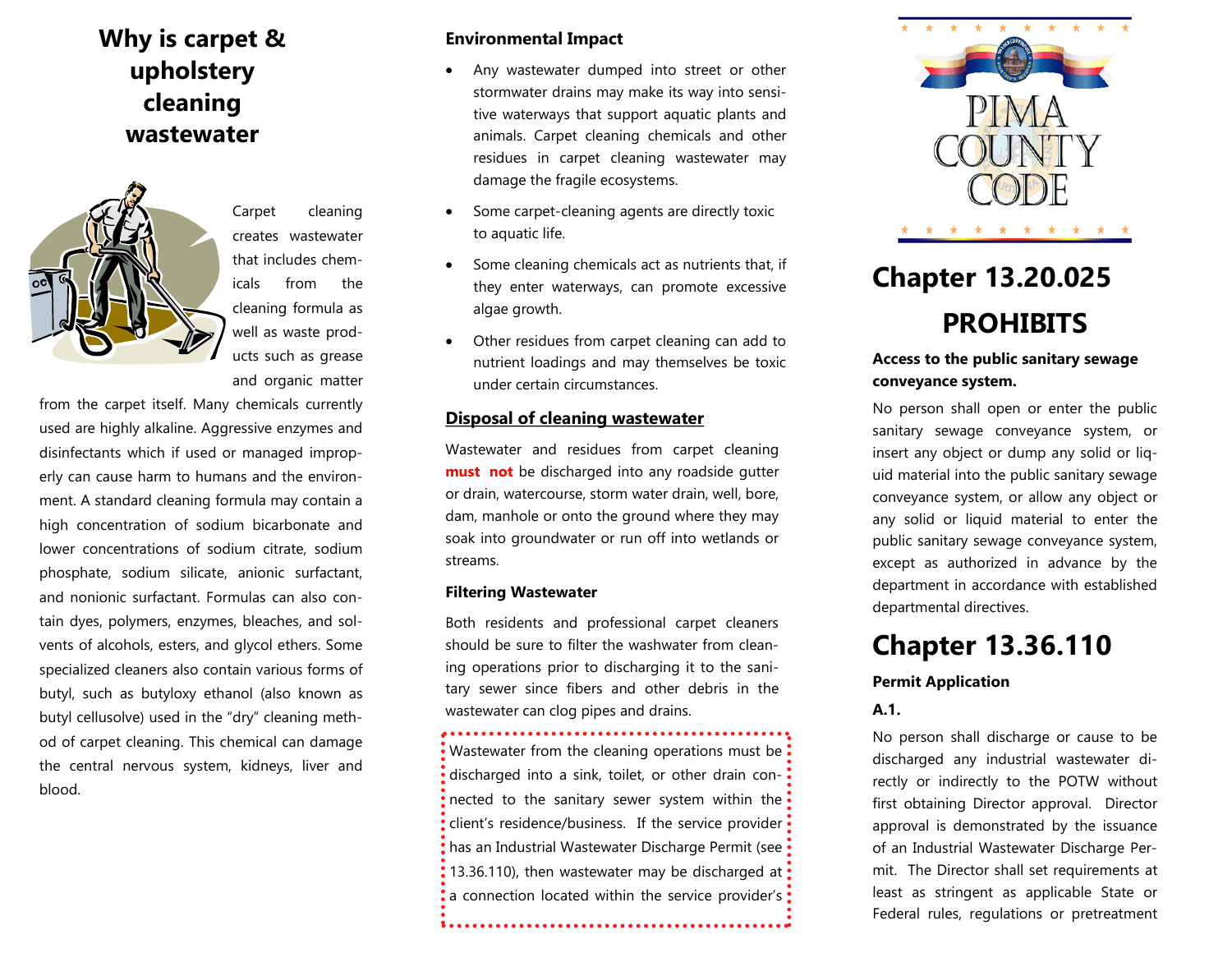# Why is carpet & upholstery cleaning wastewater

Carpet cleaning creates wastewater that includes chemicals from the cleaning formula as well as waste products such as grease and organic matter from the carpet itself. Many chemicals currently used are highly alkaline. Aggressive enzymes and disinfectants which if used or managed improperly can cause harm to humans and the environment. A standard cleaning formula may contain a high concentration of sodium bicarbonate and lower concentrations of sodium citrate, sodium phosphate, sodium silicate, anionic surfactant, and nonionic surfactant. Formulas can also contain dyes, polymers, enzymes, bleaches, and solvents of alcohols, esters, and glycol ethers. Some specialized cleaners also contain various forms of butyl, such as butyloxy ethanol (also known as butyl cellusolve) used in the "dry" cleaning method of carpet cleaning. This chemical can damage the central nervous system, kidneys, liver and blood.

### Environmental Impact

- Any wastewater dumped into street or other stormwater drains may make its way into sensitive waterways that support aquatic plants and animals. Carpet cleaning chemicals and other residues in carpet cleaning wastewater may damage the fragile ecosystems.
- Some carpet-cleaning agents are directly toxic to aquatic life.
- Some cleaning chemicals act as nutrients that, if they enter waterways, can promote excessive algae growth.
- Other residues from carpet cleaning can add to nutrient loadings and may themselves be toxic under certain circumstances.

### Disposal of cleaning wastewater

Wastewater and residues from carpet cleaning **must not** be discharged into any roadside gutter or drain, watercourse, storm water drain, well, bore, dam, manhole or onto the ground where they may soak into groundwater or run off into wetlands or streams.

#### Filtering Wastewater

Both residents and professional carpet cleaners should be sure to filter the washwater from cleaning operations prior to discharging it to the sanitary sewer since fibers and other debris in the wastewater can clog pipes and drains.

Wastewater from the cleaning operations must be discharged into a sink, toilet, or other drain connected to the sanitary sewer system within the client's residence/business. If the service provider has an Industrial Wastewater Discharge Permit (see 13.36.110), then wastewater may be discharged at a connection located within the service provider's

PIMA COUNTY CODE

# Chapter 13.20.025 PROHIBITS

**Access to the public sanitary sewage conveyance system.**

No person shall open or enter the public sanitary sewage conveyance system, or insert any object or dump any solid or liquid material into the public sanitary sewage conveyance system, or allow any object or any solid or liquid material to enter the public sanitary sewage conveyance system, except as authorized in advance by the department in accordance with established departmental directives.

# Chapter 13.36.110

**Permit Application**

**A.1.**

No person shall discharge or cause to be discharged any industrial wastewater directly or indirectly to the POTW without first obtaining Director approval. Director approval is demonstrated by the issuance of an Industrial Wastewater Discharge Permit. The Director shall set requirements at least as stringent as applicable State or Federal rules, regulations or pretreatment